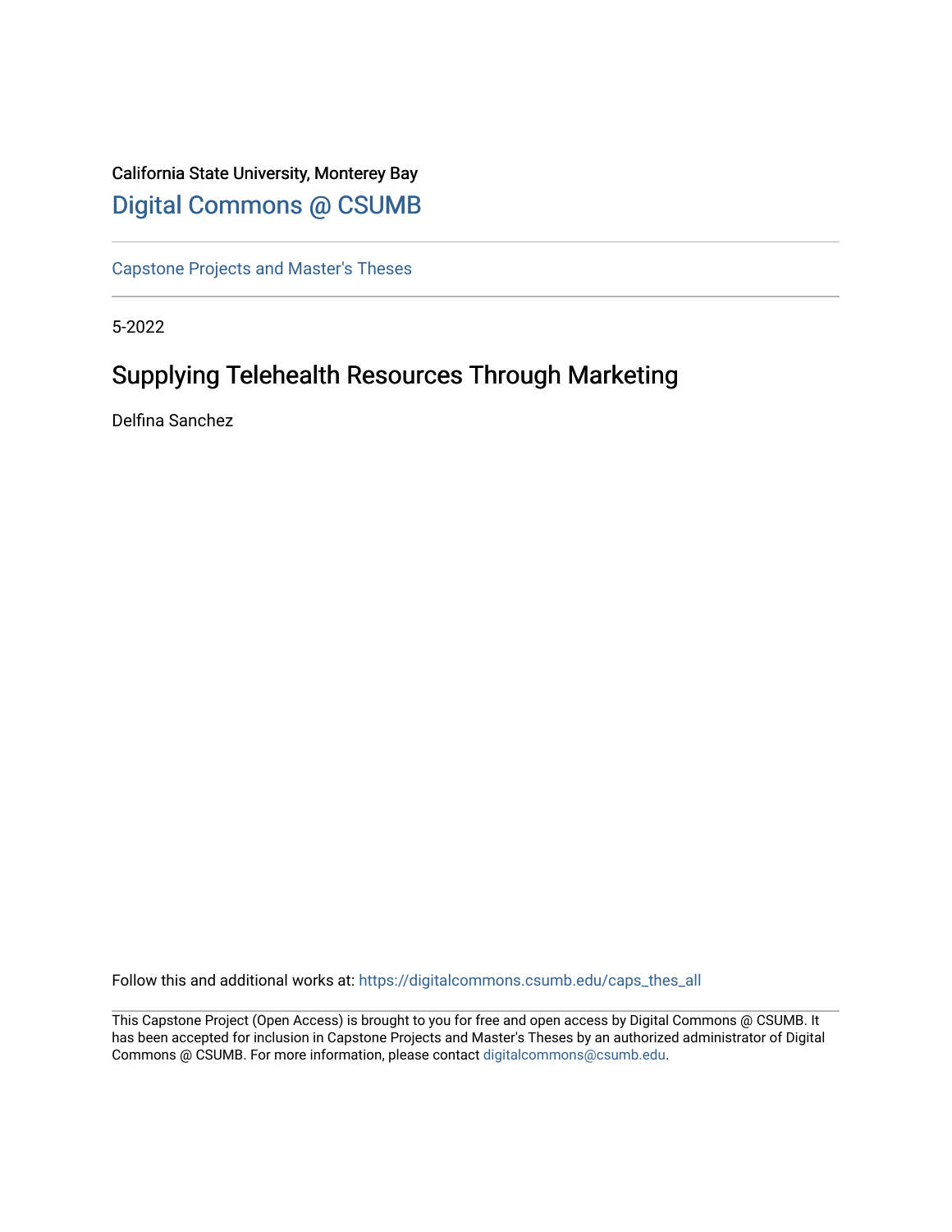California State University, Monterey Bay

Digital Commons @ CSUMB

---

Capstone Projects and Master's Theses

---

5-2022

# Supplying Telehealth Resources Through Marketing

Delfina Sanchez

Follow this and additional works at: https://digitalcommons.csumb.edu/caps_thes_all

---

This Capstone Project (Open Access) is brought to you for free and open access by Digital Commons @ CSUMB. It has been accepted for inclusion in Capstone Projects and Master's Theses by an authorized administrator of Digital Commons @ CSUMB. For more information, please contact digitalcommons@csumb.edu.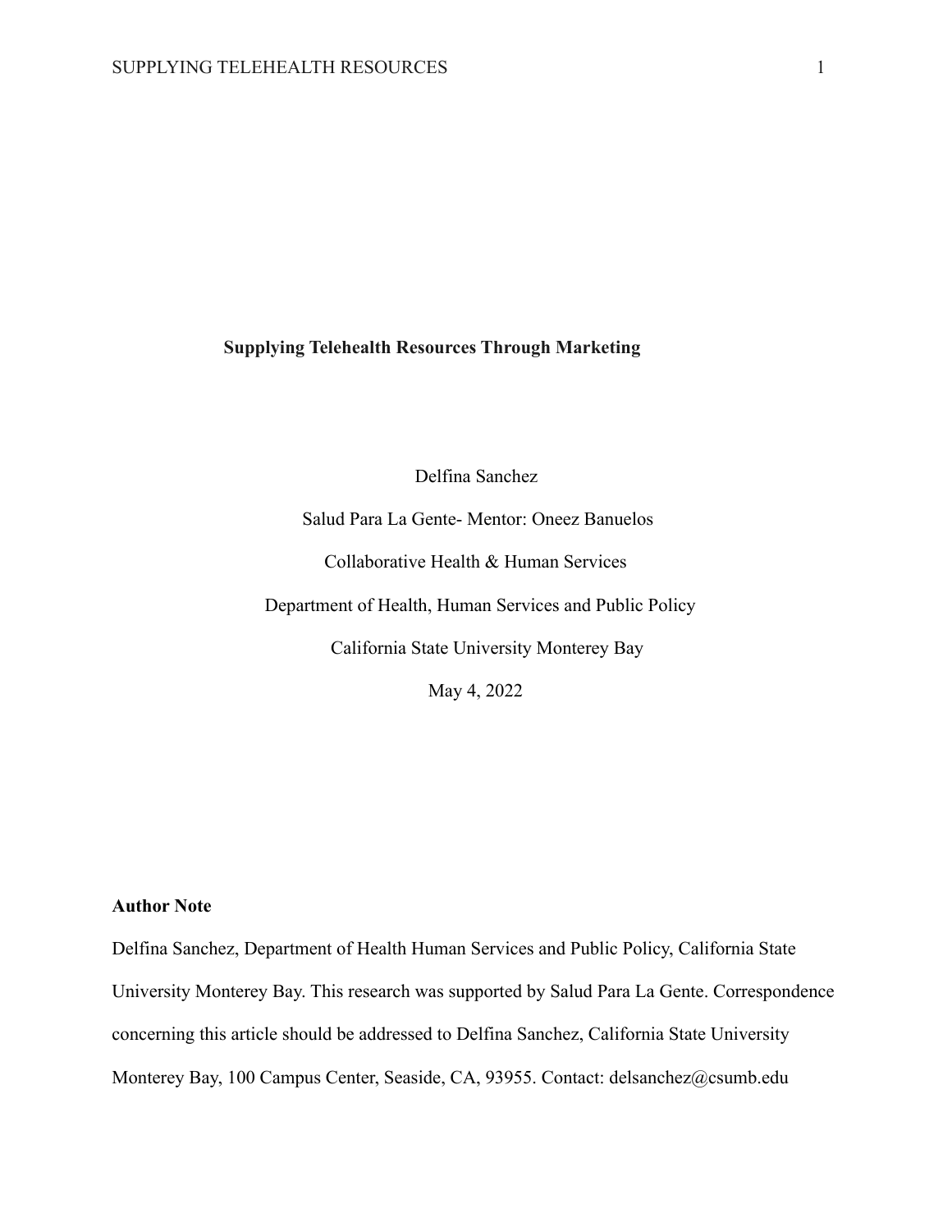# Supplying Telehealth Resources Through Marketing

Delfina Sanchez

Salud Para La Gente- Mentor: Oneez Banuelos

Collaborative Health & Human Services

Department of Health, Human Services and Public Policy

California State University Monterey Bay

May 4, 2022

**Author Note**

Delfina Sanchez, Department of Health Human Services and Public Policy, California State University Monterey Bay. This research was supported by Salud Para La Gente. Correspondence concerning this article should be addressed to Delfina Sanchez, California State University Monterey Bay, 100 Campus Center, Seaside, CA, 93955. Contact: delsanchez@csumb.edu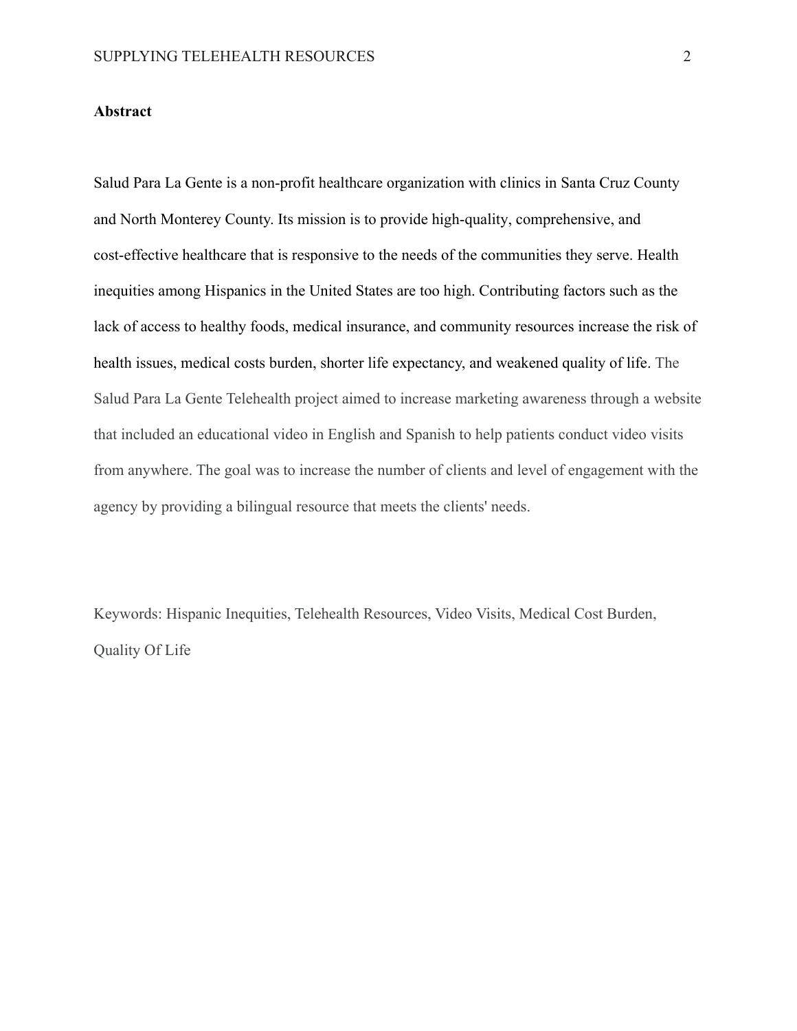**Abstract**

Salud Para La Gente is a non-profit healthcare organization with clinics in Santa Cruz County and North Monterey County. Its mission is to provide high-quality, comprehensive, and cost-effective healthcare that is responsive to the needs of the communities they serve. Health inequities among Hispanics in the United States are too high. Contributing factors such as the lack of access to healthy foods, medical insurance, and community resources increase the risk of health issues, medical costs burden, shorter life expectancy, and weakened quality of life. The Salud Para La Gente Telehealth project aimed to increase marketing awareness through a website that included an educational video in English and Spanish to help patients conduct video visits from anywhere. The goal was to increase the number of clients and level of engagement with the agency by providing a bilingual resource that meets the clients' needs.

Keywords: Hispanic Inequities, Telehealth Resources, Video Visits, Medical Cost Burden, Quality Of Life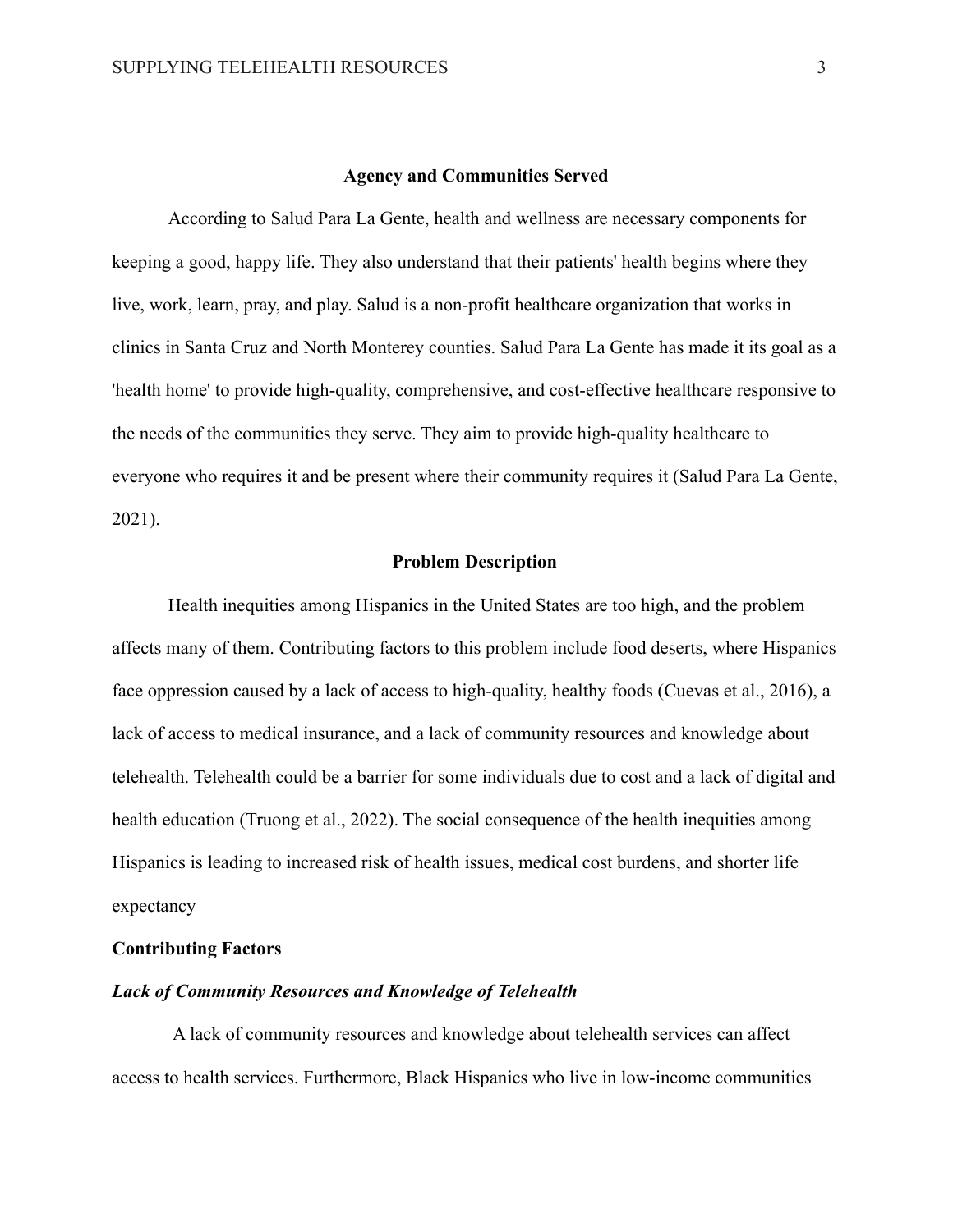## Agency and Communities Served

According to Salud Para La Gente, health and wellness are necessary components for keeping a good, happy life. They also understand that their patients' health begins where they live, work, learn, pray, and play. Salud is a non-profit healthcare organization that works in clinics in Santa Cruz and North Monterey counties. Salud Para La Gente has made it its goal as a 'health home' to provide high-quality, comprehensive, and cost-effective healthcare responsive to the needs of the communities they serve. They aim to provide high-quality healthcare to everyone who requires it and be present where their community requires it (Salud Para La Gente, 2021).

## Problem Description

Health inequities among Hispanics in the United States are too high, and the problem affects many of them. Contributing factors to this problem include food deserts, where Hispanics face oppression caused by a lack of access to high-quality, healthy foods (Cuevas et al., 2016), a lack of access to medical insurance, and a lack of community resources and knowledge about telehealth. Telehealth could be a barrier for some individuals due to cost and a lack of digital and health education (Truong et al., 2022). The social consequence of the health inequities among Hispanics is leading to increased risk of health issues, medical cost burdens, and shorter life expectancy

### Contributing Factors

#### *Lack of Community Resources and Knowledge of Telehealth*

A lack of community resources and knowledge about telehealth services can affect access to health services. Furthermore, Black Hispanics who live in low-income communities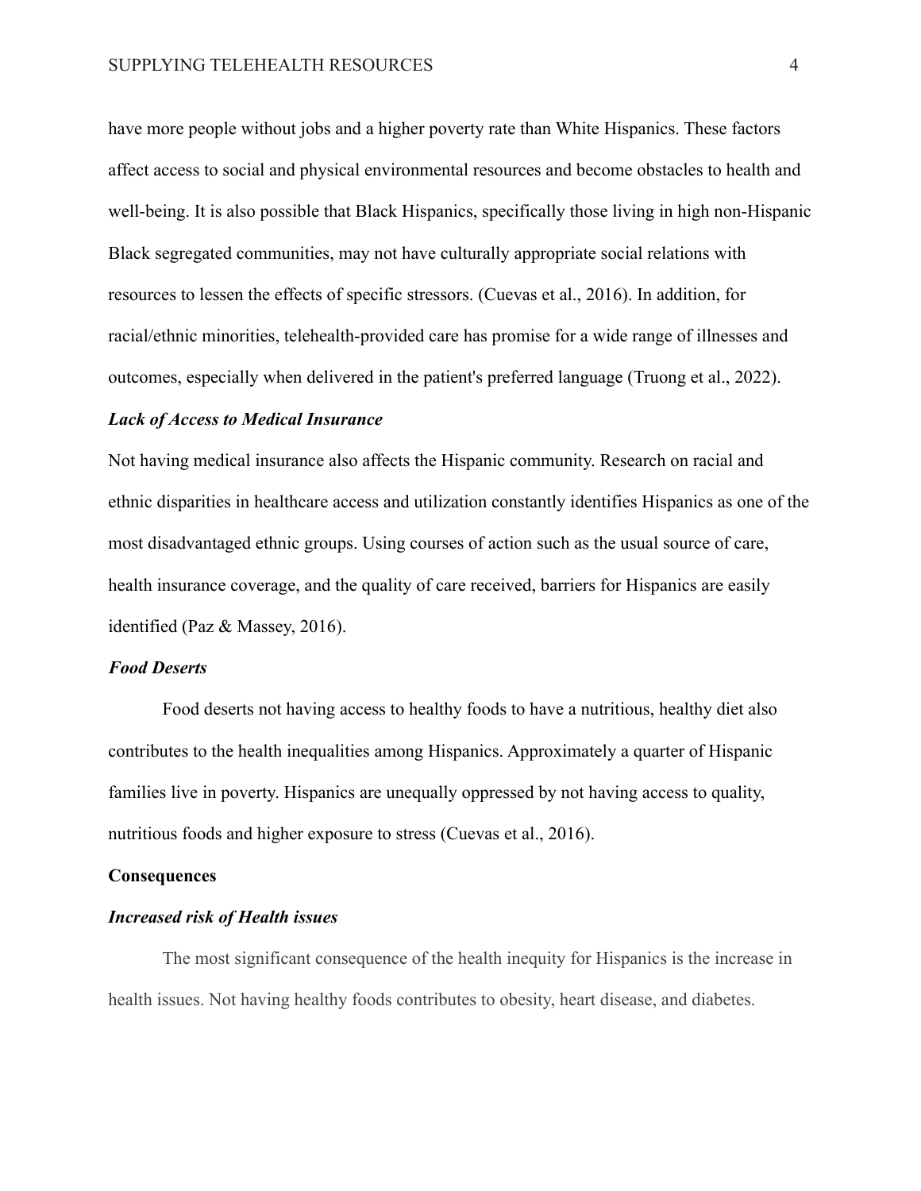have more people without jobs and a higher poverty rate than White Hispanics. These factors affect access to social and physical environmental resources and become obstacles to health and well-being. It is also possible that Black Hispanics, specifically those living in high non-Hispanic Black segregated communities, may not have culturally appropriate social relations with resources to lessen the effects of specific stressors. (Cuevas et al., 2016). In addition, for racial/ethnic minorities, telehealth-provided care has promise for a wide range of illnesses and outcomes, especially when delivered in the patient's preferred language (Truong et al., 2022).

### *Lack of Access to Medical Insurance*

Not having medical insurance also affects the Hispanic community. Research on racial and ethnic disparities in healthcare access and utilization constantly identifies Hispanics as one of the most disadvantaged ethnic groups. Using courses of action such as the usual source of care, health insurance coverage, and the quality of care received, barriers for Hispanics are easily identified (Paz & Massey, 2016).

### *Food Deserts*

Food deserts not having access to healthy foods to have a nutritious, healthy diet also contributes to the health inequalities among Hispanics. Approximately a quarter of Hispanic families live in poverty. Hispanics are unequally oppressed by not having access to quality, nutritious foods and higher exposure to stress (Cuevas et al., 2016).

## Consequences

### *Increased risk of Health issues*

The most significant consequence of the health inequity for Hispanics is the increase in health issues. Not having healthy foods contributes to obesity, heart disease, and diabetes.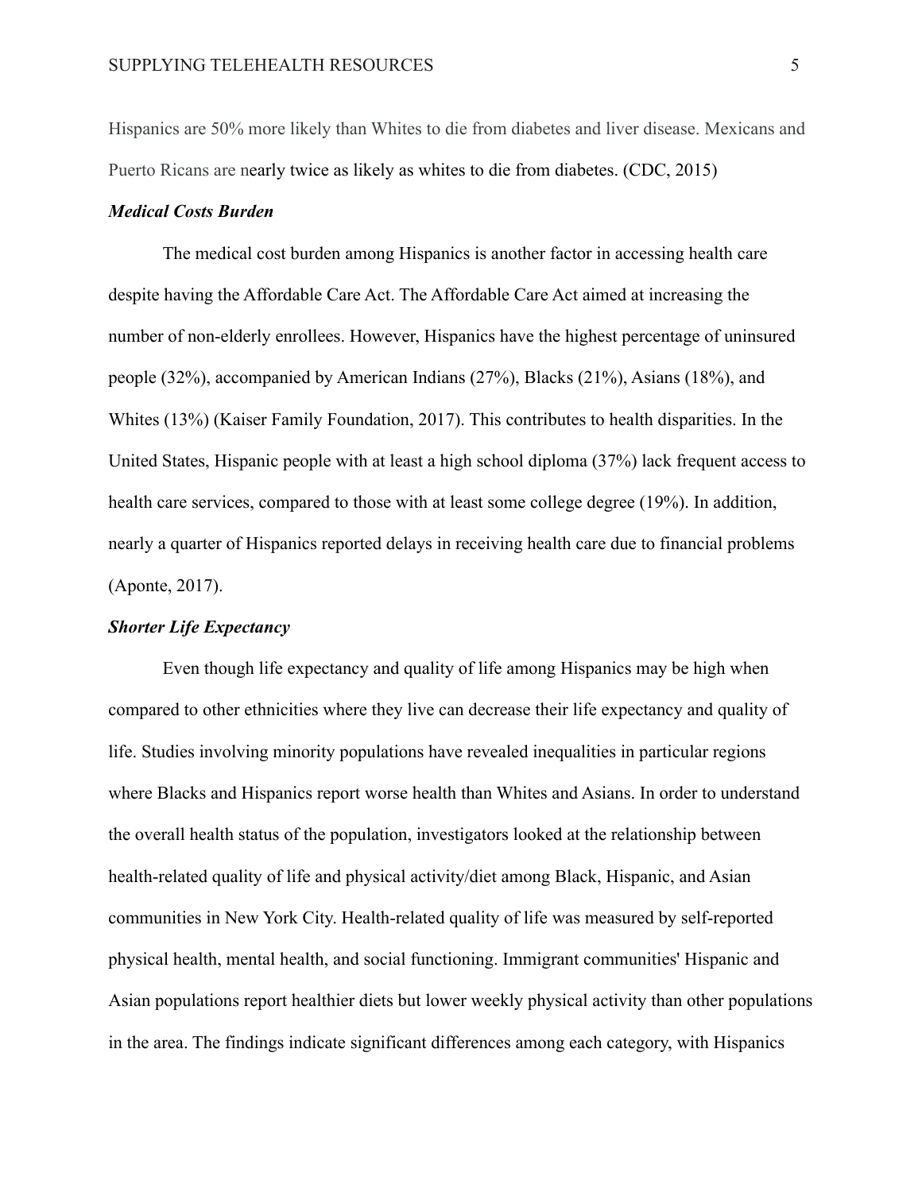Hispanics are 50% more likely than Whites to die from diabetes and liver disease. Mexicans and Puerto Ricans are nearly twice as likely as whites to die from diabetes. (CDC, 2015)

***Medical Costs Burden***

The medical cost burden among Hispanics is another factor in accessing health care despite having the Affordable Care Act. The Affordable Care Act aimed at increasing the number of non-elderly enrollees. However, Hispanics have the highest percentage of uninsured people (32%), accompanied by American Indians (27%), Blacks (21%), Asians (18%), and Whites (13%) (Kaiser Family Foundation, 2017). This contributes to health disparities. In the United States, Hispanic people with at least a high school diploma (37%) lack frequent access to health care services, compared to those with at least some college degree (19%). In addition, nearly a quarter of Hispanics reported delays in receiving health care due to financial problems (Aponte, 2017).

***Shorter Life Expectancy***

Even though life expectancy and quality of life among Hispanics may be high when compared to other ethnicities where they live can decrease their life expectancy and quality of life. Studies involving minority populations have revealed inequalities in particular regions where Blacks and Hispanics report worse health than Whites and Asians. In order to understand the overall health status of the population, investigators looked at the relationship between health-related quality of life and physical activity/diet among Black, Hispanic, and Asian communities in New York City. Health-related quality of life was measured by self-reported physical health, mental health, and social functioning. Immigrant communities' Hispanic and Asian populations report healthier diets but lower weekly physical activity than other populations in the area. The findings indicate significant differences among each category, with Hispanics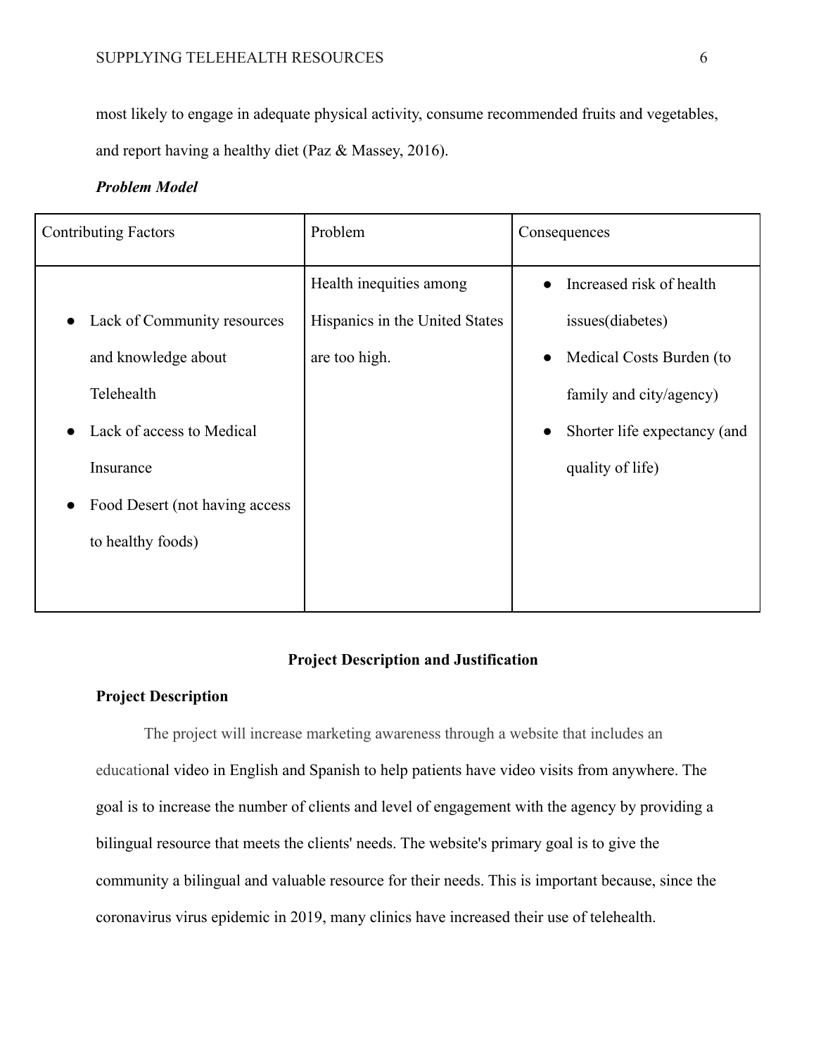most likely to engage in adequate physical activity, consume recommended fruits and vegetables, and report having a healthy diet (Paz & Massey, 2016).

***Problem Model***

| Contributing Factors | Problem | Consequences |
|---|---|---|
| • Lack of Community resources and knowledge about Telehealth<br>• Lack of access to Medical Insurance<br>• Food Desert (not having access to healthy foods) | Health inequities among Hispanics in the United States are too high. | • Increased risk of health issues(diabetes)<br>• Medical Costs Burden (to family and city/agency)<br>• Shorter life expectancy (and quality of life) |

## Project Description and Justification

### Project Description

The project will increase marketing awareness through a website that includes an educational video in English and Spanish to help patients have video visits from anywhere. The goal is to increase the number of clients and level of engagement with the agency by providing a bilingual resource that meets the clients' needs. The website's primary goal is to give the community a bilingual and valuable resource for their needs. This is important because, since the coronavirus virus epidemic in 2019, many clinics have increased their use of telehealth.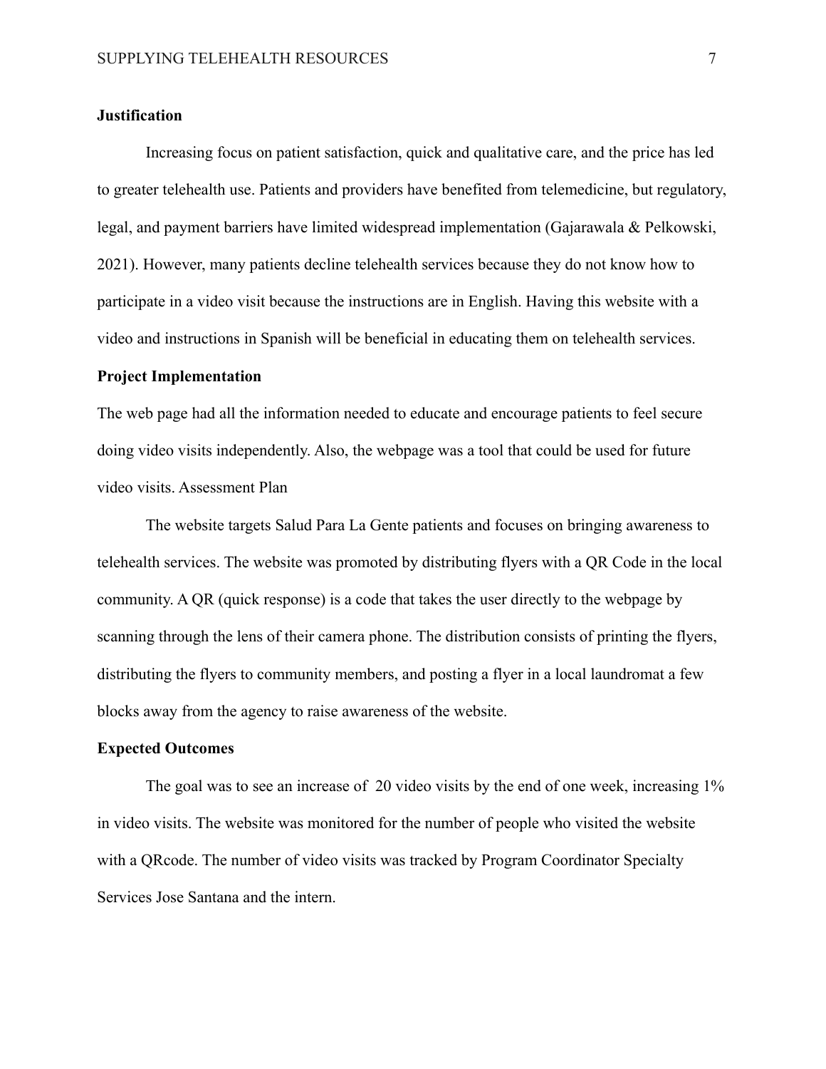**Justification**

Increasing focus on patient satisfaction, quick and qualitative care, and the price has led to greater telehealth use. Patients and providers have benefited from telemedicine, but regulatory, legal, and payment barriers have limited widespread implementation (Gajarawala & Pelkowski, 2021). However, many patients decline telehealth services because they do not know how to participate in a video visit because the instructions are in English. Having this website with a video and instructions in Spanish will be beneficial in educating them on telehealth services.

**Project Implementation**

The web page had all the information needed to educate and encourage patients to feel secure doing video visits independently. Also, the webpage was a tool that could be used for future video visits. Assessment Plan

The website targets Salud Para La Gente patients and focuses on bringing awareness to telehealth services. The website was promoted by distributing flyers with a QR Code in the local community. A QR (quick response) is a code that takes the user directly to the webpage by scanning through the lens of their camera phone. The distribution consists of printing the flyers, distributing the flyers to community members, and posting a flyer in a local laundromat a few blocks away from the agency to raise awareness of the website.

**Expected Outcomes**

The goal was to see an increase of 20 video visits by the end of one week, increasing 1% in video visits. The website was monitored for the number of people who visited the website with a QRcode. The number of video visits was tracked by Program Coordinator Specialty Services Jose Santana and the intern.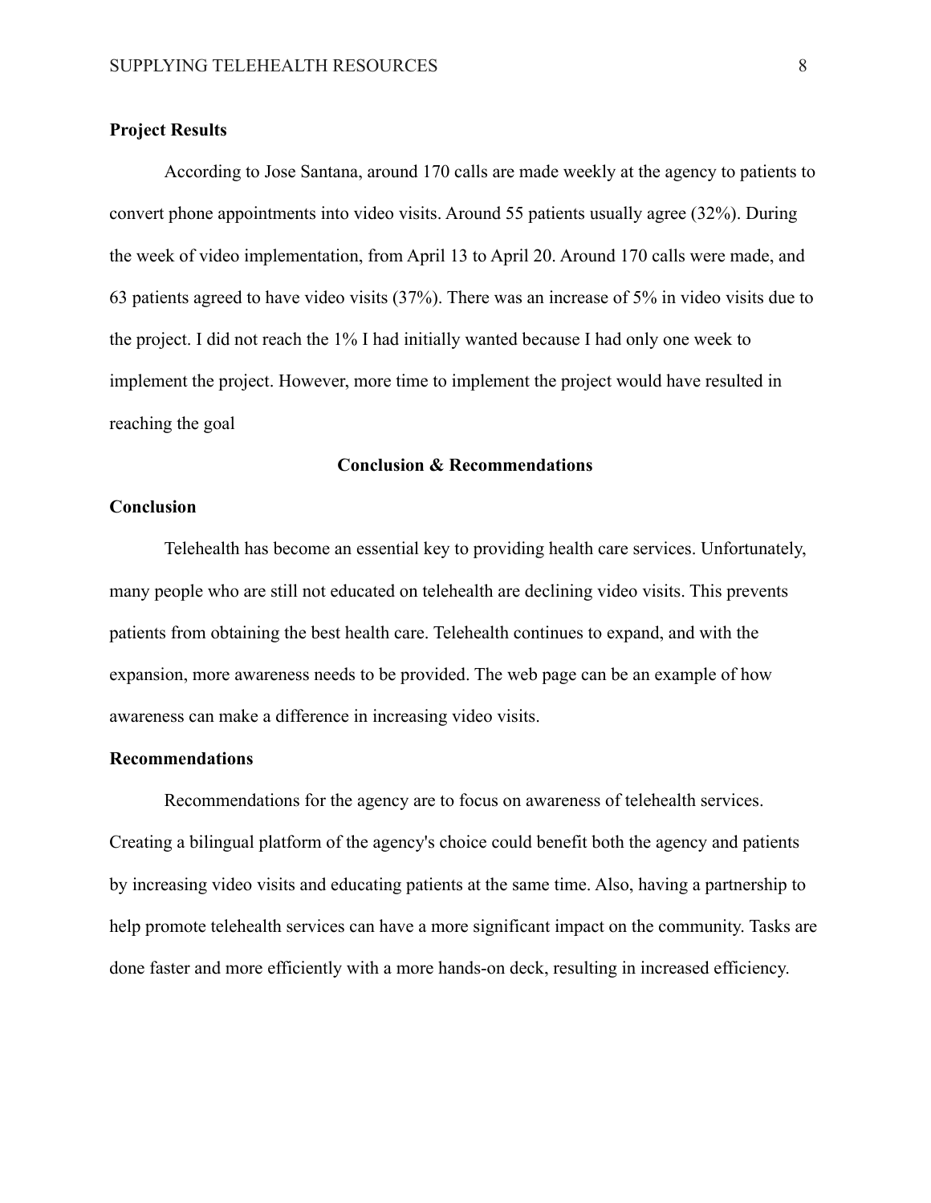**Project Results**

According to Jose Santana, around 170 calls are made weekly at the agency to patients to convert phone appointments into video visits. Around 55 patients usually agree (32%). During the week of video implementation, from April 13 to April 20. Around 170 calls were made, and 63 patients agreed to have video visits (37%). There was an increase of 5% in video visits due to the project. I did not reach the 1% I had initially wanted because I had only one week to implement the project. However, more time to implement the project would have resulted in reaching the goal

## Conclusion & Recommendations

**Conclusion**

Telehealth has become an essential key to providing health care services. Unfortunately, many people who are still not educated on telehealth are declining video visits. This prevents patients from obtaining the best health care. Telehealth continues to expand, and with the expansion, more awareness needs to be provided. The web page can be an example of how awareness can make a difference in increasing video visits.

**Recommendations**

Recommendations for the agency are to focus on awareness of telehealth services. Creating a bilingual platform of the agency's choice could benefit both the agency and patients by increasing video visits and educating patients at the same time. Also, having a partnership to help promote telehealth services can have a more significant impact on the community. Tasks are done faster and more efficiently with a more hands-on deck, resulting in increased efficiency.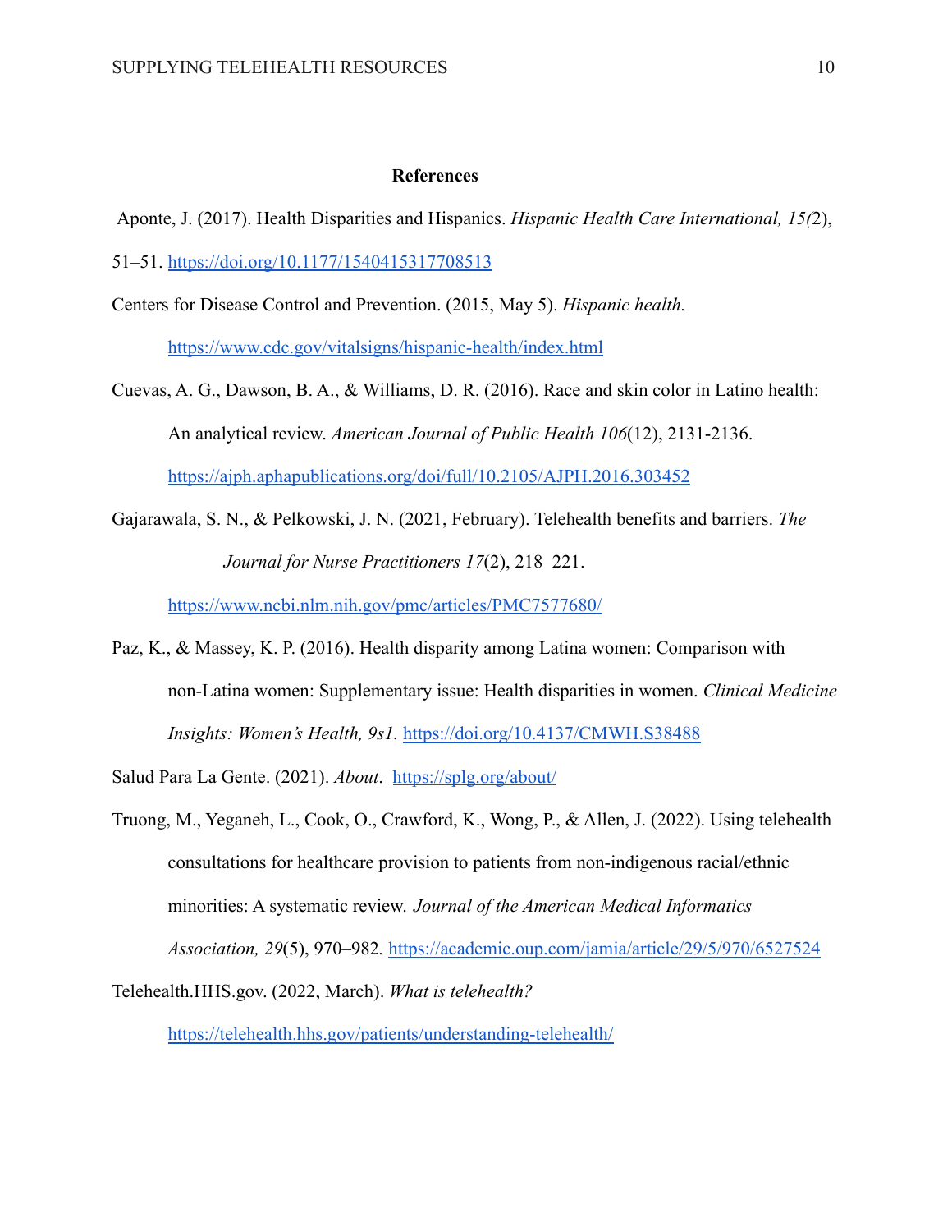# References

Aponte, J. (2017). Health Disparities and Hispanics. *Hispanic Health Care International, 15(*2), 51–51. https://doi.org/10.1177/1540415317708513

Centers for Disease Control and Prevention. (2015, May 5). *Hispanic health.* https://www.cdc.gov/vitalsigns/hispanic-health/index.html

Cuevas, A. G., Dawson, B. A., & Williams, D. R. (2016). Race and skin color in Latino health: An analytical review. *American Journal of Public Health 106*(12), 2131-2136. https://ajph.aphapublications.org/doi/full/10.2105/AJPH.2016.303452

Gajarawala, S. N., & Pelkowski, J. N. (2021, February). Telehealth benefits and barriers. *The Journal for Nurse Practitioners 17*(2), 218–221. https://www.ncbi.nlm.nih.gov/pmc/articles/PMC7577680/

Paz, K., & Massey, K. P. (2016). Health disparity among Latina women: Comparison with non-Latina women: Supplementary issue: Health disparities in women. *Clinical Medicine Insights: Women's Health, 9s1.* https://doi.org/10.4137/CMWH.S38488

Salud Para La Gente. (2021). *About*. https://splg.org/about/

Truong, M., Yeganeh, L., Cook, O., Crawford, K., Wong, P., & Allen, J. (2022). Using telehealth consultations for healthcare provision to patients from non-indigenous racial/ethnic minorities: A systematic review. *Journal of the American Medical Informatics Association, 29*(5), 970–982. https://academic.oup.com/jamia/article/29/5/970/6527524

Telehealth.HHS.gov. (2022, March). *What is telehealth?* https://telehealth.hhs.gov/patients/understanding-telehealth/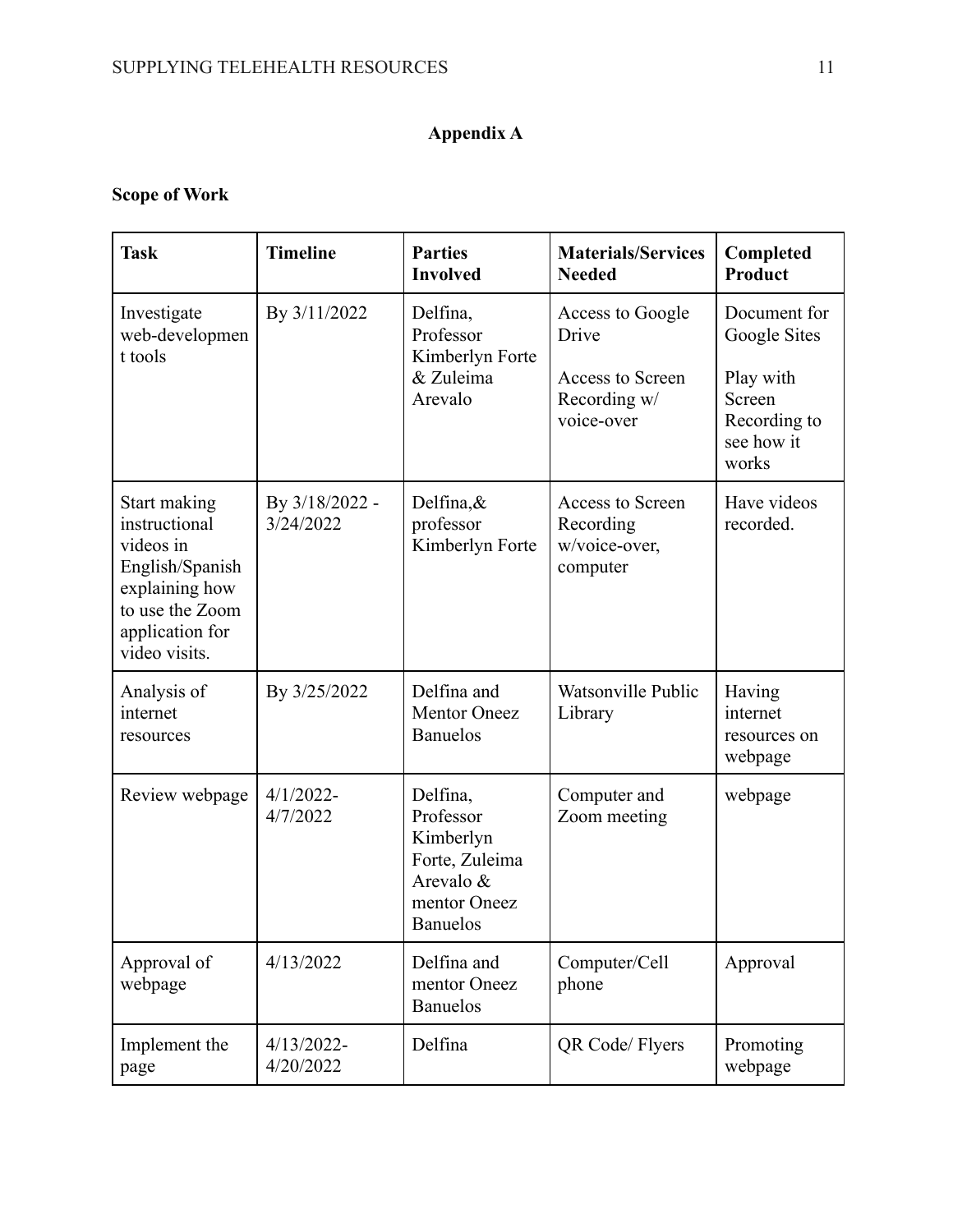# Appendix A

**Scope of Work**

| Task | Timeline | Parties Involved | Materials/Services Needed | Completed Product |
|---|---|---|---|---|
| Investigate web-development tools | By 3/11/2022 | Delfina, Professor Kimberlyn Forte & Zuleima Arevalo | Access to Google Drive<br><br>Access to Screen Recording w/ voice-over | Document for Google Sites<br><br>Play with Screen Recording to see how it works |
| Start making instructional videos in English/Spanish explaining how to use the Zoom application for video visits. | By 3/18/2022 - 3/24/2022 | Delfina,& professor Kimberlyn Forte | Access to Screen Recording w/voice-over, computer | Have videos recorded. |
| Analysis of internet resources | By 3/25/2022 | Delfina and Mentor Oneez Banuelos | Watsonville Public Library | Having internet resources on webpage |
| Review webpage | 4/1/2022-4/7/2022 | Delfina, Professor Kimberlyn Forte, Zuleima Arevalo & mentor Oneez Banuelos | Computer and Zoom meeting | webpage |
| Approval of webpage | 4/13/2022 | Delfina and mentor Oneez Banuelos | Computer/Cell phone | Approval |
| Implement the page | 4/13/2022-4/20/2022 | Delfina | QR Code/ Flyers | Promoting webpage |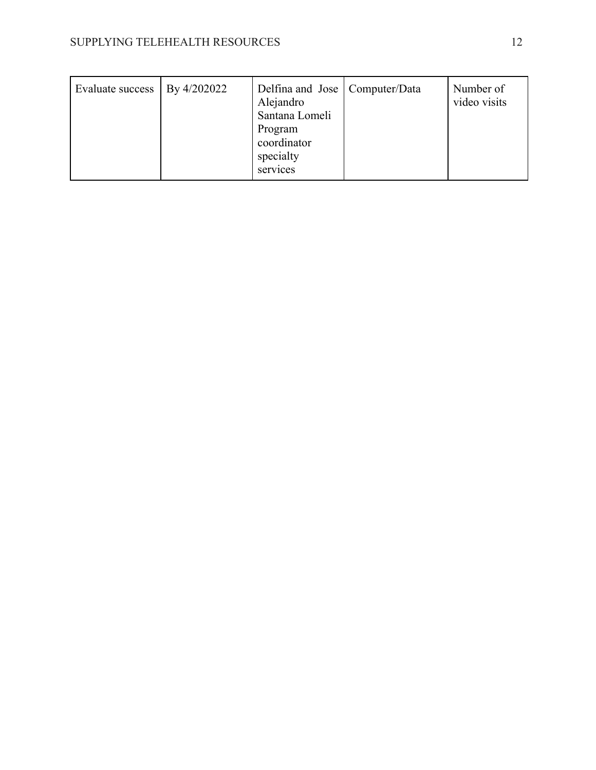| | | | | |
|---|---|---|---|---|
| Evaluate success | By 4/202022 | Delfina and Jose Alejandro Santana Lomeli Program coordinator specialty services | Computer/Data | Number of video visits |